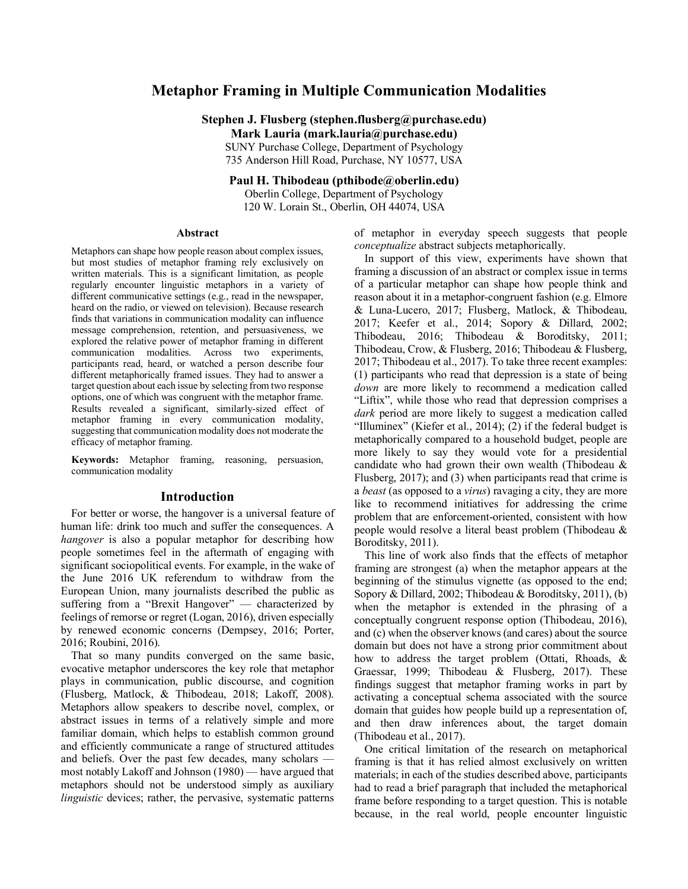# Metaphor Framing in Multiple Communication Modalities

**Stephen J. Flusberg (stephen.flusberg@purchase.edu)**
**Mark Lauria (mark.lauria@purchase.edu)**
SUNY Purchase College, Department of Psychology
735 Anderson Hill Road, Purchase, NY 10577, USA

**Paul H. Thibodeau (pthibode@oberlin.edu)**
Oberlin College, Department of Psychology
120 W. Lorain St., Oberlin, OH 44074, USA

## Abstract

Metaphors can shape how people reason about complex issues, but most studies of metaphor framing rely exclusively on written materials. This is a significant limitation, as people regularly encounter linguistic metaphors in a variety of different communicative settings (e.g., read in the newspaper, heard on the radio, or viewed on television). Because research finds that variations in communication modality can influence message comprehension, retention, and persuasiveness, we explored the relative power of metaphor framing in different communication modalities. Across two experiments, participants read, heard, or watched a person describe four different metaphorically framed issues. They had to answer a target question about each issue by selecting from two response options, one of which was congruent with the metaphor frame. Results revealed a significant, similarly-sized effect of metaphor framing in every communication modality, suggesting that communication modality does not moderate the efficacy of metaphor framing.

**Keywords:** Metaphor framing, reasoning, persuasion, communication modality

## Introduction

For better or worse, the hangover is a universal feature of human life: drink too much and suffer the consequences. A *hangover* is also a popular metaphor for describing how people sometimes feel in the aftermath of engaging with significant sociopolitical events. For example, in the wake of the June 2016 UK referendum to withdraw from the European Union, many journalists described the public as suffering from a "Brexit Hangover" — characterized by feelings of remorse or regret (Logan, 2016), driven especially by renewed economic concerns (Dempsey, 2016; Porter, 2016; Roubini, 2016).

That so many pundits converged on the same basic, evocative metaphor underscores the key role that metaphor plays in communication, public discourse, and cognition (Flusberg, Matlock, & Thibodeau, 2018; Lakoff, 2008). Metaphors allow speakers to describe novel, complex, or abstract issues in terms of a relatively simple and more familiar domain, which helps to establish common ground and efficiently communicate a range of structured attitudes and beliefs. Over the past few decades, many scholars — most notably Lakoff and Johnson (1980) — have argued that metaphors should not be understood simply as auxiliary *linguistic* devices; rather, the pervasive, systematic patterns of metaphor in everyday speech suggests that people *conceptualize* abstract subjects metaphorically.

In support of this view, experiments have shown that framing a discussion of an abstract or complex issue in terms of a particular metaphor can shape how people think and reason about it in a metaphor-congruent fashion (e.g. Elmore & Luna-Lucero, 2017; Flusberg, Matlock, & Thibodeau, 2017; Keefer et al., 2014; Sopory & Dillard, 2002; Thibodeau, 2016; Thibodeau & Boroditsky, 2011; Thibodeau, Crow, & Flusberg, 2016; Thibodeau & Flusberg, 2017; Thibodeau et al., 2017). To take three recent examples: (1) participants who read that depression is a state of being *down* are more likely to recommend a medication called "Liftix", while those who read that depression comprises a *dark* period are more likely to suggest a medication called "Illuminex" (Kiefer et al., 2014); (2) if the federal budget is metaphorically compared to a household budget, people are more likely to say they would vote for a presidential candidate who had grown their own wealth (Thibodeau & Flusberg, 2017); and (3) when participants read that crime is a *beast* (as opposed to a *virus*) ravaging a city, they are more like to recommend initiatives for addressing the crime problem that are enforcement-oriented, consistent with how people would resolve a literal beast problem (Thibodeau & Boroditsky, 2011).

This line of work also finds that the effects of metaphor framing are strongest (a) when the metaphor appears at the beginning of the stimulus vignette (as opposed to the end; Sopory & Dillard, 2002; Thibodeau & Boroditsky, 2011), (b) when the metaphor is extended in the phrasing of a conceptually congruent response option (Thibodeau, 2016), and (c) when the observer knows (and cares) about the source domain but does not have a strong prior commitment about how to address the target problem (Ottati, Rhoads, & Graessar, 1999; Thibodeau & Flusberg, 2017). These findings suggest that metaphor framing works in part by activating a conceptual schema associated with the source domain that guides how people build up a representation of, and then draw inferences about, the target domain (Thibodeau et al., 2017).

One critical limitation of the research on metaphorical framing is that it has relied almost exclusively on written materials; in each of the studies described above, participants had to read a brief paragraph that included the metaphorical frame before responding to a target question. This is notable because, in the real world, people encounter linguistic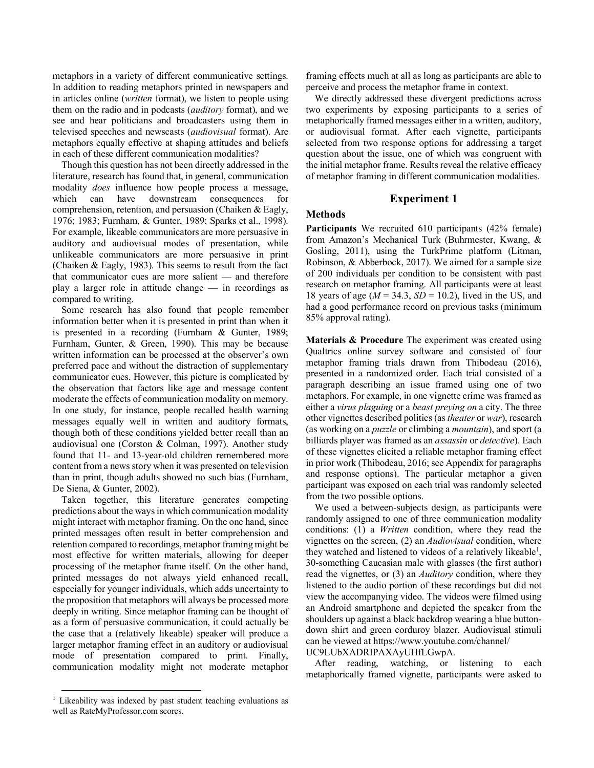metaphors in a variety of different communicative settings. In addition to reading metaphors printed in newspapers and in articles online (*written* format), we listen to people using them on the radio and in podcasts (*auditory* format), and we see and hear politicians and broadcasters using them in televised speeches and newscasts (*audiovisual* format). Are metaphors equally effective at shaping attitudes and beliefs in each of these different communication modalities?

Though this question has not been directly addressed in the literature, research has found that, in general, communication modality *does* influence how people process a message, which can have downstream consequences for comprehension, retention, and persuasion (Chaiken & Eagly, 1976; 1983; Furnham, & Gunter, 1989; Sparks et al., 1998). For example, likeable communicators are more persuasive in auditory and audiovisual modes of presentation, while unlikeable communicators are more persuasive in print (Chaiken & Eagly, 1983). This seems to result from the fact that communicator cues are more salient — and therefore play a larger role in attitude change — in recordings as compared to writing.

Some research has also found that people remember information better when it is presented in print than when it is presented in a recording (Furnham & Gunter, 1989; Furnham, Gunter, & Green, 1990). This may be because written information can be processed at the observer's own preferred pace and without the distraction of supplementary communicator cues. However, this picture is complicated by the observation that factors like age and message content moderate the effects of communication modality on memory. In one study, for instance, people recalled health warning messages equally well in written and auditory formats, though both of these conditions yielded better recall than an audiovisual one (Corston & Colman, 1997). Another study found that 11- and 13-year-old children remembered more content from a news story when it was presented on television than in print, though adults showed no such bias (Furnham, De Siena, & Gunter, 2002).

Taken together, this literature generates competing predictions about the ways in which communication modality might interact with metaphor framing. On the one hand, since printed messages often result in better comprehension and retention compared to recordings, metaphor framing might be most effective for written materials, allowing for deeper processing of the metaphor frame itself. On the other hand, printed messages do not always yield enhanced recall, especially for younger individuals, which adds uncertainty to the proposition that metaphors will always be processed more deeply in writing. Since metaphor framing can be thought of as a form of persuasive communication, it could actually be the case that a (relatively likeable) speaker will produce a larger metaphor framing effect in an auditory or audiovisual mode of presentation compared to print. Finally, communication modality might not moderate metaphor framing effects much at all as long as participants are able to perceive and process the metaphor frame in context.

We directly addressed these divergent predictions across two experiments by exposing participants to a series of metaphorically framed messages either in a written, auditory, or audiovisual format. After each vignette, participants selected from two response options for addressing a target question about the issue, one of which was congruent with the initial metaphor frame. Results reveal the relative efficacy of metaphor framing in different communication modalities.

## Experiment 1

### Methods

**Participants** We recruited 610 participants (42% female) from Amazon's Mechanical Turk (Buhrmester, Kwang, & Gosling, 2011), using the TurkPrime platform (Litman, Robinson, & Abberbock, 2017). We aimed for a sample size of 200 individuals per condition to be consistent with past research on metaphor framing. All participants were at least 18 years of age ($M$ = 34.3, $SD$ = 10.2), lived in the US, and had a good performance record on previous tasks (minimum 85% approval rating).

**Materials & Procedure** The experiment was created using Qualtrics online survey software and consisted of four metaphor framing trials drawn from Thibodeau (2016), presented in a randomized order. Each trial consisted of a paragraph describing an issue framed using one of two metaphors. For example, in one vignette crime was framed as either a *virus plaguing* or a *beast preying on* a city. The three other vignettes described politics (as *theater* or *war*), research (as working on a *puzzle* or climbing a *mountain*), and sport (a billiards player was framed as an *assassin* or *detective*). Each of these vignettes elicited a reliable metaphor framing effect in prior work (Thibodeau, 2016; see Appendix for paragraphs and response options). The particular metaphor a given participant was exposed on each trial was randomly selected from the two possible options.

We used a between-subjects design, as participants were randomly assigned to one of three communication modality conditions: (1) a *Written* condition, where they read the vignettes on the screen, (2) an *Audiovisual* condition, where they watched and listened to videos of a relatively likeable[1], 30-something Caucasian male with glasses (the first author) read the vignettes, or (3) an *Auditory* condition, where they listened to the audio portion of these recordings but did not view the accompanying video. The videos were filmed using an Android smartphone and depicted the speaker from the shoulders up against a black backdrop wearing a blue button-down shirt and green corduroy blazer. Audiovisual stimuli can be viewed at https://www.youtube.com/channel/UC9LUbXADRIPAXAyUHfLGwpA.

After reading, watching, or listening to each metaphorically framed vignette, participants were asked to

[1] Likeability was indexed by past student teaching evaluations as well as RateMyProfessor.com scores.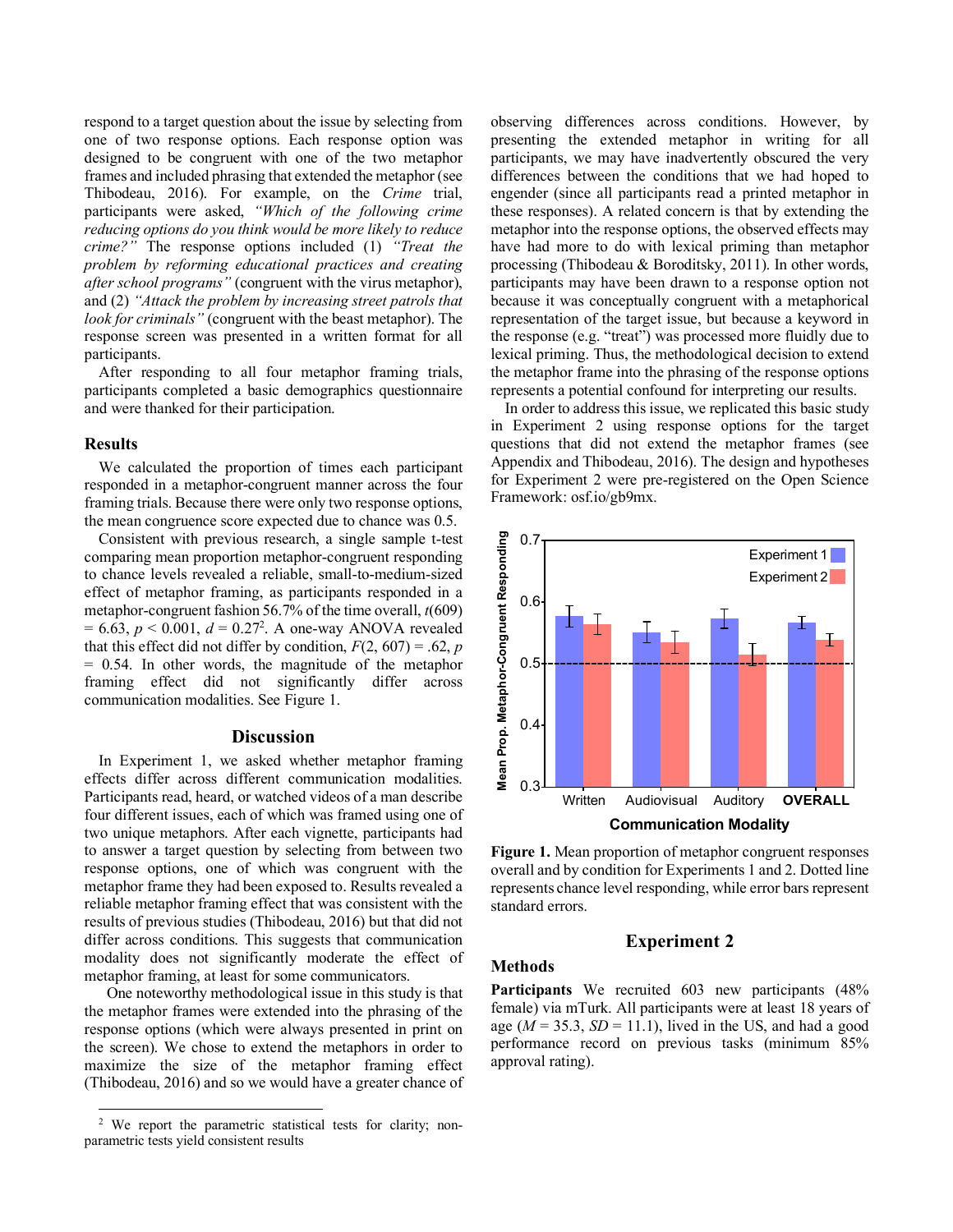respond to a target question about the issue by selecting from one of two response options. Each response option was designed to be congruent with one of the two metaphor frames and included phrasing that extended the metaphor (see Thibodeau, 2016). For example, on the *Crime* trial, participants were asked, *"Which of the following crime reducing options do you think would be more likely to reduce crime?"* The response options included (1) *"Treat the problem by reforming educational practices and creating after school programs"* (congruent with the virus metaphor), and (2) *"Attack the problem by increasing street patrols that look for criminals"* (congruent with the beast metaphor). The response screen was presented in a written format for all participants.

After responding to all four metaphor framing trials, participants completed a basic demographics questionnaire and were thanked for their participation.

### Results

We calculated the proportion of times each participant responded in a metaphor-congruent manner across the four framing trials. Because there were only two response options, the mean congruence score expected due to chance was 0.5.

Consistent with previous research, a single sample t-test comparing mean proportion metaphor-congruent responding to chance levels revealed a reliable, small-to-medium-sized effect of metaphor framing, as participants responded in a metaphor-congruent fashion 56.7% of the time overall, $t(609) = 6.63$, $p < 0.001$, $d = 0.27$[2]. A one-way ANOVA revealed that this effect did not differ by condition, $F(2, 607) = .62$, $p = 0.54$. In other words, the magnitude of the metaphor framing effect did not significantly differ across communication modalities. See Figure 1.

## Discussion

In Experiment 1, we asked whether metaphor framing effects differ across different communication modalities. Participants read, heard, or watched videos of a man describe four different issues, each of which was framed using one of two unique metaphors. After each vignette, participants had to answer a target question by selecting from between two response options, one of which was congruent with the metaphor frame they had been exposed to. Results revealed a reliable metaphor framing effect that was consistent with the results of previous studies (Thibodeau, 2016) but that did not differ across conditions. This suggests that communication modality does not significantly moderate the effect of metaphor framing, at least for some communicators.

One noteworthy methodological issue in this study is that the metaphor frames were extended into the phrasing of the response options (which were always presented in print on the screen). We chose to extend the metaphors in order to maximize the size of the metaphor framing effect (Thibodeau, 2016) and so we would have a greater chance of observing differences across conditions. However, by presenting the extended metaphor in writing for all participants, we may have inadvertently obscured the very differences between the conditions that we had hoped to engender (since all participants read a printed metaphor in these responses). A related concern is that by extending the metaphor into the response options, the observed effects may have had more to do with lexical priming than metaphor processing (Thibodeau & Boroditsky, 2011). In other words, participants may have been drawn to a response option not because it was conceptually congruent with a metaphorical representation of the target issue, but because a keyword in the response (e.g. "treat") was processed more fluidly due to lexical priming. Thus, the methodological decision to extend the metaphor frame into the phrasing of the response options represents a potential confound for interpreting our results.

In order to address this issue, we replicated this basic study in Experiment 2 using response options for the target questions that did not extend the metaphor frames (see Appendix and Thibodeau, 2016). The design and hypotheses for Experiment 2 were pre-registered on the Open Science Framework: osf.io/gb9mx.

**Figure 1.** Mean proportion of metaphor congruent responses overall and by condition for Experiments 1 and 2. Dotted line represents chance level responding, while error bars represent standard errors.

## Experiment 2

### Methods

**Participants** We recruited 603 new participants (48% female) via mTurk. All participants were at least 18 years of age ($M = 35.3$, $SD = 11.1$), lived in the US, and had a good performance record on previous tasks (minimum 85% approval rating).

[2] We report the parametric statistical tests for clarity; non-parametric tests yield consistent results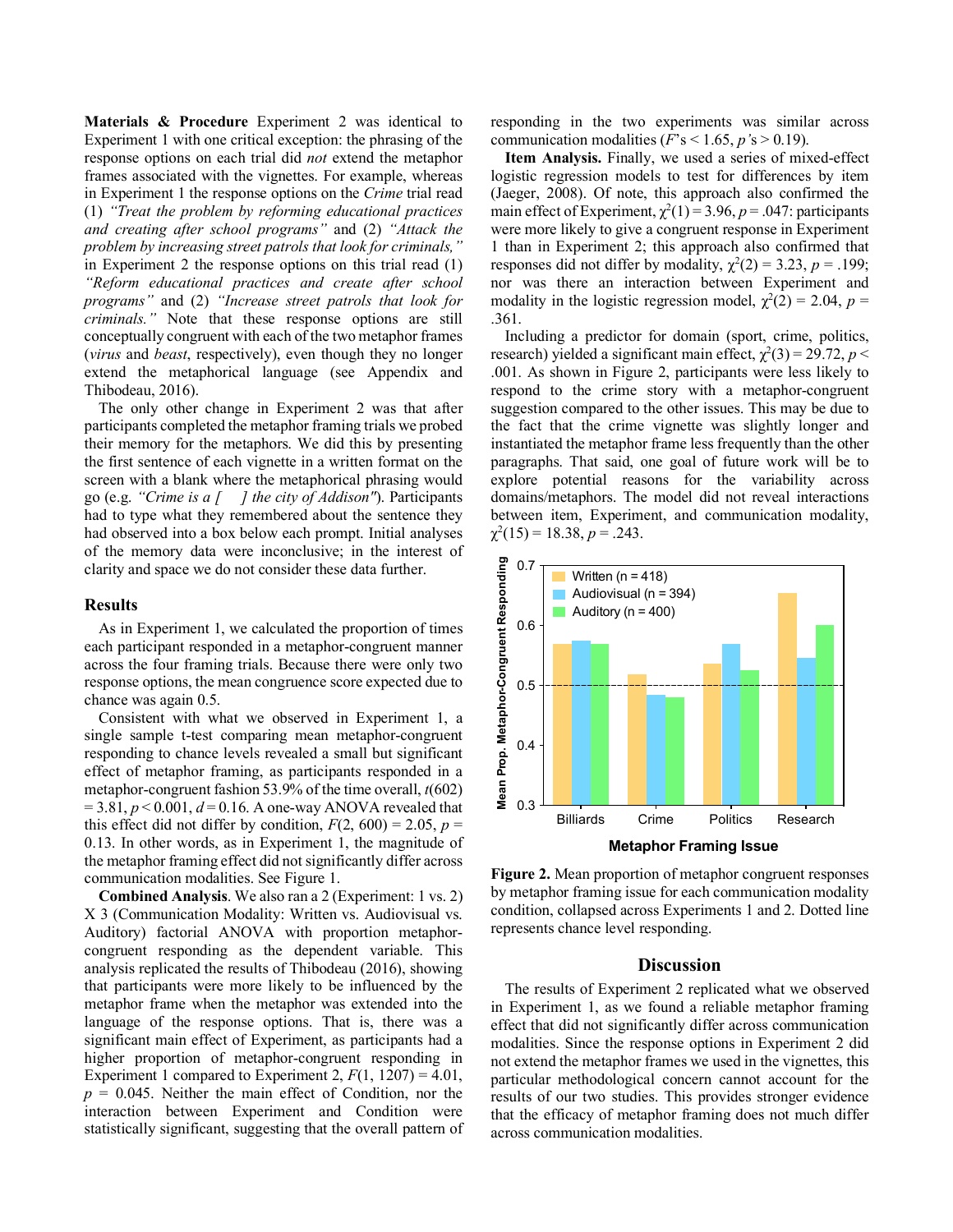**Materials & Procedure** Experiment 2 was identical to Experiment 1 with one critical exception: the phrasing of the response options on each trial did *not* extend the metaphor frames associated with the vignettes. For example, whereas in Experiment 1 the response options on the *Crime* trial read (1) *"Treat the problem by reforming educational practices and creating after school programs"* and (2) *"Attack the problem by increasing street patrols that look for criminals,"* in Experiment 2 the response options on this trial read (1) *"Reform educational practices and create after school programs"* and (2) *"Increase street patrols that look for criminals."* Note that these response options are still conceptually congruent with each of the two metaphor frames (*virus* and *beast*, respectively), even though they no longer extend the metaphorical language (see Appendix and Thibodeau, 2016).

The only other change in Experiment 2 was that after participants completed the metaphor framing trials we probed their memory for the metaphors. We did this by presenting the first sentence of each vignette in a written format on the screen with a blank where the metaphorical phrasing would go (e.g. *"Crime is a [ ] the city of Addison"*). Participants had to type what they remembered about the sentence they had observed into a box below each prompt. Initial analyses of the memory data were inconclusive; in the interest of clarity and space we do not consider these data further.

## Results

As in Experiment 1, we calculated the proportion of times each participant responded in a metaphor-congruent manner across the four framing trials. Because there were only two response options, the mean congruence score expected due to chance was again 0.5.

Consistent with what we observed in Experiment 1, a single sample t-test comparing mean metaphor-congruent responding to chance levels revealed a small but significant effect of metaphor framing, as participants responded in a metaphor-congruent fashion 53.9% of the time overall, $t(602) = 3.81$, $p < 0.001$, $d = 0.16$. A one-way ANOVA revealed that this effect did not differ by condition, $F(2, 600) = 2.05$, $p = 0.13$. In other words, as in Experiment 1, the magnitude of the metaphor framing effect did not significantly differ across communication modalities. See Figure 1.

**Combined Analysis**. We also ran a 2 (Experiment: 1 vs. 2) X 3 (Communication Modality: Written vs. Audiovisual vs. Auditory) factorial ANOVA with proportion metaphor-congruent responding as the dependent variable. This analysis replicated the results of Thibodeau (2016), showing that participants were more likely to be influenced by the metaphor frame when the metaphor was extended into the language of the response options. That is, there was a significant main effect of Experiment, as participants had a higher proportion of metaphor-congruent responding in Experiment 1 compared to Experiment 2, $F(1, 1207) = 4.01$, $p = 0.045$. Neither the main effect of Condition, nor the interaction between Experiment and Condition were statistically significant, suggesting that the overall pattern of responding in the two experiments was similar across communication modalities ($F$'s $< 1.65$, $p$'s $> 0.19$).

**Item Analysis.** Finally, we used a series of mixed-effect logistic regression models to test for differences by item (Jaeger, 2008). Of note, this approach also confirmed the main effect of Experiment, $\chi^2(1) = 3.96$, $p = .047$: participants were more likely to give a congruent response in Experiment 1 than in Experiment 2; this approach also confirmed that responses did not differ by modality, $\chi^2(2) = 3.23$, $p = .199$; nor was there an interaction between Experiment and modality in the logistic regression model, $\chi^2(2) = 2.04$, $p = .361$.

Including a predictor for domain (sport, crime, politics, research) yielded a significant main effect, $\chi^2(3) = 29.72$, $p < .001$. As shown in Figure 2, participants were less likely to respond to the crime story with a metaphor-congruent suggestion compared to the other issues. This may be due to the fact that the crime vignette was slightly longer and instantiated the metaphor frame less frequently than the other paragraphs. That said, one goal of future work will be to explore potential reasons for the variability across domains/metaphors. The model did not reveal interactions between item, Experiment, and communication modality, $\chi^2(15) = 18.38$, $p = .243$.

**Figure 2.** Mean proportion of metaphor congruent responses by metaphor framing issue for each communication modality condition, collapsed across Experiments 1 and 2. Dotted line represents chance level responding.

## Discussion

The results of Experiment 2 replicated what we observed in Experiment 1, as we found a reliable metaphor framing effect that did not significantly differ across communication modalities. Since the response options in Experiment 2 did not extend the metaphor frames we used in the vignettes, this particular methodological concern cannot account for the results of our two studies. This provides stronger evidence that the efficacy of metaphor framing does not much differ across communication modalities.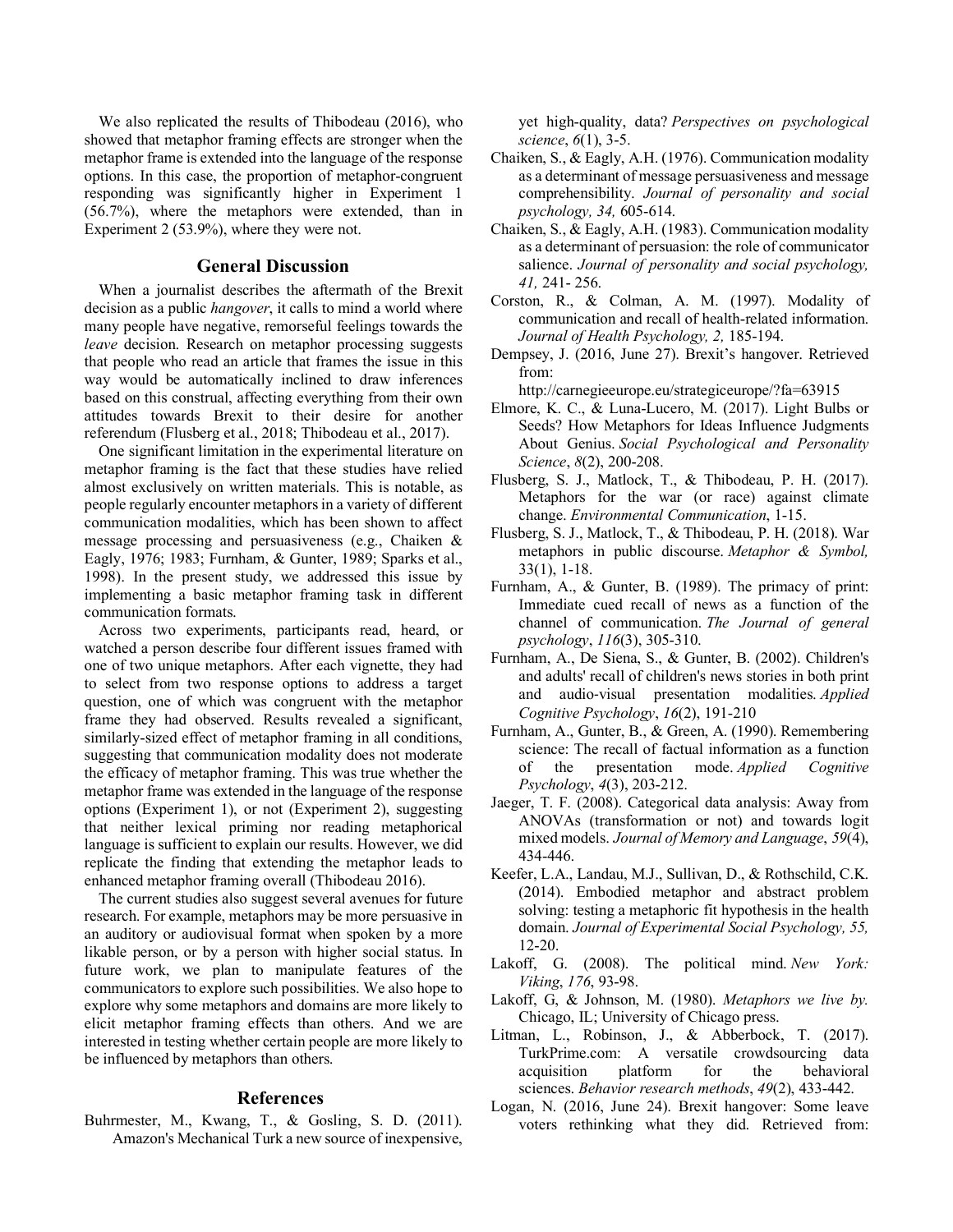We also replicated the results of Thibodeau (2016), who showed that metaphor framing effects are stronger when the metaphor frame is extended into the language of the response options. In this case, the proportion of metaphor-congruent responding was significantly higher in Experiment 1 (56.7%), where the metaphors were extended, than in Experiment 2 (53.9%), where they were not.

## General Discussion

When a journalist describes the aftermath of the Brexit decision as a public *hangover*, it calls to mind a world where many people have negative, remorseful feelings towards the *leave* decision. Research on metaphor processing suggests that people who read an article that frames the issue in this way would be automatically inclined to draw inferences based on this construal, affecting everything from their own attitudes towards Brexit to their desire for another referendum (Flusberg et al., 2018; Thibodeau et al., 2017).

One significant limitation in the experimental literature on metaphor framing is the fact that these studies have relied almost exclusively on written materials. This is notable, as people regularly encounter metaphors in a variety of different communication modalities, which has been shown to affect message processing and persuasiveness (e.g., Chaiken & Eagly, 1976; 1983; Furnham, & Gunter, 1989; Sparks et al., 1998). In the present study, we addressed this issue by implementing a basic metaphor framing task in different communication formats.

Across two experiments, participants read, heard, or watched a person describe four different issues framed with one of two unique metaphors. After each vignette, they had to select from two response options to address a target question, one of which was congruent with the metaphor frame they had observed. Results revealed a significant, similarly-sized effect of metaphor framing in all conditions, suggesting that communication modality does not moderate the efficacy of metaphor framing. This was true whether the metaphor frame was extended in the language of the response options (Experiment 1), or not (Experiment 2), suggesting that neither lexical priming nor reading metaphorical language is sufficient to explain our results. However, we did replicate the finding that extending the metaphor leads to enhanced metaphor framing overall (Thibodeau 2016).

The current studies also suggest several avenues for future research. For example, metaphors may be more persuasive in an auditory or audiovisual format when spoken by a more likable person, or by a person with higher social status. In future work, we plan to manipulate features of the communicators to explore such possibilities. We also hope to explore why some metaphors and domains are more likely to elicit metaphor framing effects than others. And we are interested in testing whether certain people are more likely to be influenced by metaphors than others.

## References

Buhrmester, M., Kwang, T., & Gosling, S. D. (2011). Amazon's Mechanical Turk a new source of inexpensive, yet high-quality, data? *Perspectives on psychological science*, *6*(1), 3-5.

Chaiken, S., & Eagly, A.H. (1976). Communication modality as a determinant of message persuasiveness and message comprehensibility. *Journal of personality and social psychology, 34,* 605-614.

Chaiken, S., & Eagly, A.H. (1983). Communication modality as a determinant of persuasion: the role of communicator salience. *Journal of personality and social psychology, 41,* 241- 256.

Corston, R., & Colman, A. M. (1997). Modality of communication and recall of health-related information. *Journal of Health Psychology, 2,* 185-194.

Dempsey, J. (2016, June 27). Brexit's hangover. Retrieved from: http://carnegieeurope.eu/strategiceurope/?fa=63915

Elmore, K. C., & Luna-Lucero, M. (2017). Light Bulbs or Seeds? How Metaphors for Ideas Influence Judgments About Genius. *Social Psychological and Personality Science*, *8*(2), 200-208.

Flusberg, S. J., Matlock, T., & Thibodeau, P. H. (2017). Metaphors for the war (or race) against climate change. *Environmental Communication*, 1-15.

Flusberg, S. J., Matlock, T., & Thibodeau, P. H. (2018). War metaphors in public discourse. *Metaphor & Symbol,* 33(1), 1-18.

Furnham, A., & Gunter, B. (1989). The primacy of print: Immediate cued recall of news as a function of the channel of communication. *The Journal of general psychology*, *116*(3), 305-310.

Furnham, A., De Siena, S., & Gunter, B. (2002). Children's and adults' recall of children's news stories in both print and audio-visual presentation modalities. *Applied Cognitive Psychology*, *16*(2), 191-210

Furnham, A., Gunter, B., & Green, A. (1990). Remembering science: The recall of factual information as a function of the presentation mode. *Applied Cognitive Psychology*, *4*(3), 203-212.

Jaeger, T. F. (2008). Categorical data analysis: Away from ANOVAs (transformation or not) and towards logit mixed models. *Journal of Memory and Language*, *59*(4), 434-446.

Keefer, L.A., Landau, M.J., Sullivan, D., & Rothschild, C.K. (2014). Embodied metaphor and abstract problem solving: testing a metaphoric fit hypothesis in the health domain. *Journal of Experimental Social Psychology, 55,* 12-20.

Lakoff, G. (2008). The political mind. *New York: Viking*, *176*, 93-98.

Lakoff, G, & Johnson, M. (1980). *Metaphors we live by.* Chicago, IL; University of Chicago press.

Litman, L., Robinson, J., & Abberbock, T. (2017). TurkPrime.com: A versatile crowdsourcing data acquisition platform for the behavioral sciences. *Behavior research methods*, *49*(2), 433-442.

Logan, N. (2016, June 24). Brexit hangover: Some leave voters rethinking what they did. Retrieved from: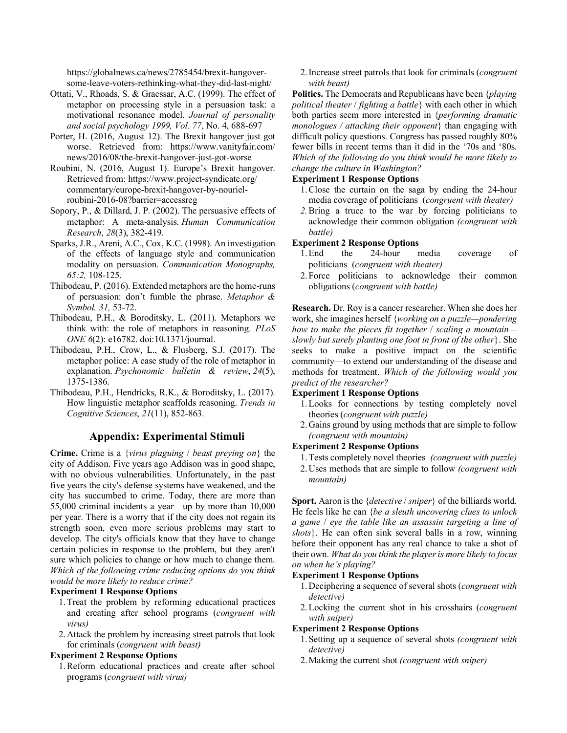https://globalnews.ca/news/2785454/brexit-hangover-some-leave-voters-rethinking-what-they-did-last-night/

Ottati, V., Rhoads, S. & Graessar, A.C. (1999). The effect of metaphor on processing style in a persuasion task: a motivational resonance model. *Journal of personality and social psychology 1999, Vol. 77*, No. 4, 688-697

Porter, H. (2016, August 12). The Brexit hangover just got worse. Retrieved from: https://www.vanityfair.com/news/2016/08/the-brexit-hangover-just-got-worse

Roubini, N. (2016, August 1). Europe's Brexit hangover. Retrieved from: https://www.project-syndicate.org/commentary/europe-brexit-hangover-by-nouriel-roubini-2016-08?barrier=accessreg

Sopory, P., & Dillard, J. P. (2002). The persuasive effects of metaphor: A meta-analysis. *Human Communication Research*, *28*(3), 382-419.

Sparks, J.R., Areni, A.C., Cox, K.C. (1998). An investigation of the effects of language style and communication modality on persuasion. *Communication Monographs, 65:2,* 108-125.

Thibodeau, P. (2016). Extended metaphors are the home-runs of persuasion: don't fumble the phrase. *Metaphor & Symbol, 31,* 53-72.

Thibodeau, P.H., & Boroditsky, L. (2011). Metaphors we think with: the role of metaphors in reasoning. *PLoS ONE 6*(2): e16782. doi:10.1371/journal.

Thibodeau, P.H., Crow, L., & Flusberg, S.J. (2017). The metaphor police: A case study of the role of metaphor in explanation. *Psychonomic bulletin & review*, *24*(5), 1375-1386.

Thibodeau, P.H., Hendricks, R.K., & Boroditsky, L. (2017). How linguistic metaphor scaffolds reasoning. *Trends in Cognitive Sciences*, *21*(11), 852-863.

## Appendix: Experimental Stimuli

**Crime.** Crime is a {*virus plaguing* / *beast preying on*} the city of Addison. Five years ago Addison was in good shape, with no obvious vulnerabilities. Unfortunately, in the past five years the city's defense systems have weakened, and the city has succumbed to crime. Today, there are more than 55,000 criminal incidents a year—up by more than 10,000 per year. There is a worry that if the city does not regain its strength soon, even more serious problems may start to develop. The city's officials know that they have to change certain policies in response to the problem, but they aren't sure which policies to change or how much to change them. *Which of the following crime reducing options do you think would be more likely to reduce crime?*

**Experiment 1 Response Options**

1. Treat the problem by reforming educational practices and creating after school programs (*congruent with virus)*
2. Attack the problem by increasing street patrols that look for criminals (*congruent with beast)*

**Experiment 2 Response Options**

1. Reform educational practices and create after school programs (*congruent with virus)*
2. Increase street patrols that look for criminals (*congruent with beast)*

**Politics.** The Democrats and Republicans have been {*playing political theater* / *fighting a battle*} with each other in which both parties seem more interested in {*performing dramatic monologues / attacking their opponent*} than engaging with difficult policy questions. Congress has passed roughly 80% fewer bills in recent terms than it did in the '70s and '80s. *Which of the following do you think would be more likely to change the culture in Washington?*

**Experiment 1 Response Options**

1. Close the curtain on the saga by ending the 24-hour media coverage of politicians (*congruent with theater)*
2. Bring a truce to the war by forcing politicians to acknowledge their common obligation *(congruent with battle)*

**Experiment 2 Response Options**

1. End the 24-hour media coverage of politicians (*congruent with theater)*
2. Force politicians to acknowledge their common obligations (*congruent with battle)*

**Research.** Dr. Roy is a cancer researcher. When she does her work, she imagines herself {*working on a puzzle—pondering how to make the pieces fit together* / *scaling a mountain—slowly but surely planting one foot in front of the other*}. She seeks to make a positive impact on the scientific community—to extend our understanding of the disease and methods for treatment. *Which of the following would you predict of the researcher?*

**Experiment 1 Response Options**

1. Looks for connections by testing completely novel theories (*congruent with puzzle)*
2. Gains ground by using methods that are simple to follow *(congruent with mountain)*

**Experiment 2 Response Options**

1. Tests completely novel theories *(congruent with puzzle)*
2. Uses methods that are simple to follow *(congruent with mountain)*

**Sport.** Aaron is the {*detective* / *sniper*} of the billiards world. He feels like he can {*be a sleuth uncovering clues to unlock a game* / *eye the table like an assassin targeting a line of shots*}. He can often sink several balls in a row, winning before their opponent has any real chance to take a shot of their own. *What do you think the player is more likely to focus on when he's playing?*

**Experiment 1 Response Options**

1. Deciphering a sequence of several shots (*congruent with detective)*
2. Locking the current shot in his crosshairs (*congruent with sniper)*

**Experiment 2 Response Options**

1. Setting up a sequence of several shots *(congruent with detective)*
2. Making the current shot *(congruent with sniper)*